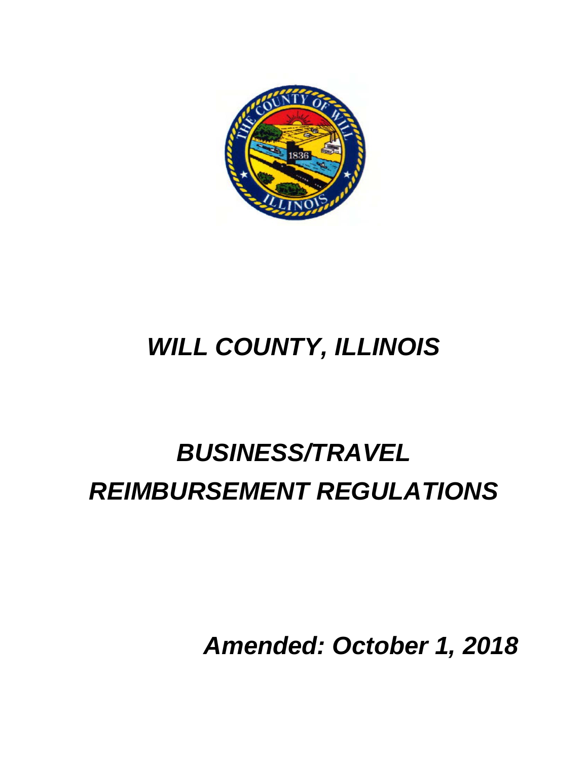# *WILL COUNTY, ILLINOIS*

# *BUSINESS/TRAVEL REIMBURSEMENT REGULATIONS*

***Amended: October 1, 2018***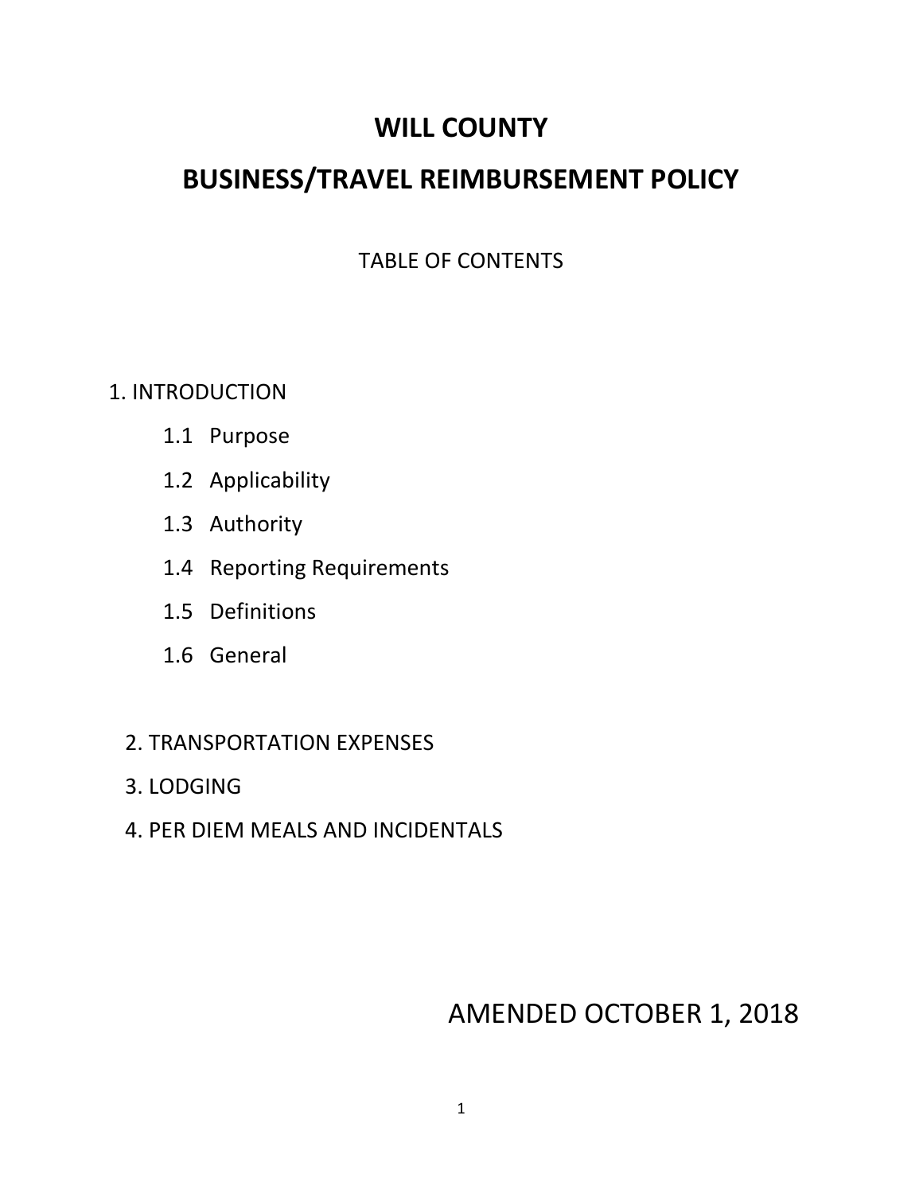# WILL COUNTY

# BUSINESS/TRAVEL REIMBURSEMENT POLICY

TABLE OF CONTENTS

1. INTRODUCTION
   - 1.1 Purpose
   - 1.2 Applicability
   - 1.3 Authority
   - 1.4 Reporting Requirements
   - 1.5 Definitions
   - 1.6 General
2. TRANSPORTATION EXPENSES
3. LODGING
4. PER DIEM MEALS AND INCIDENTALS

AMENDED OCTOBER 1, 2018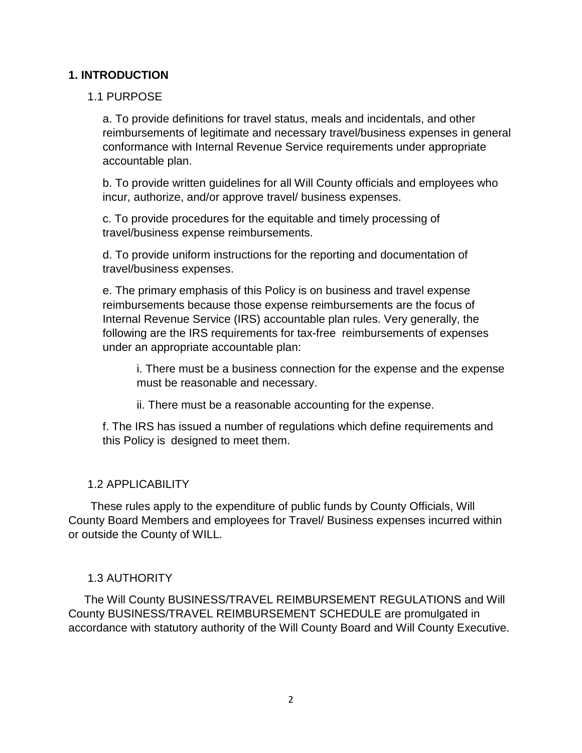# 1. INTRODUCTION

## 1.1 PURPOSE

a. To provide definitions for travel status, meals and incidentals, and other reimbursements of legitimate and necessary travel/business expenses in general conformance with Internal Revenue Service requirements under appropriate accountable plan.

b. To provide written guidelines for all Will County officials and employees who incur, authorize, and/or approve travel/ business expenses.

c. To provide procedures for the equitable and timely processing of travel/business expense reimbursements.

d. To provide uniform instructions for the reporting and documentation of travel/business expenses.

e. The primary emphasis of this Policy is on business and travel expense reimbursements because those expense reimbursements are the focus of Internal Revenue Service (IRS) accountable plan rules. Very generally, the following are the IRS requirements for tax-free reimbursements of expenses under an appropriate accountable plan:

> i. There must be a business connection for the expense and the expense must be reasonable and necessary.
>
> ii. There must be a reasonable accounting for the expense.

f. The IRS has issued a number of regulations which define requirements and this Policy is designed to meet them.

## 1.2 APPLICABILITY

These rules apply to the expenditure of public funds by County Officials, Will County Board Members and employees for Travel/ Business expenses incurred within or outside the County of WILL.

## 1.3 AUTHORITY

The Will County BUSINESS/TRAVEL REIMBURSEMENT REGULATIONS and Will County BUSINESS/TRAVEL REIMBURSEMENT SCHEDULE are promulgated in accordance with statutory authority of the Will County Board and Will County Executive.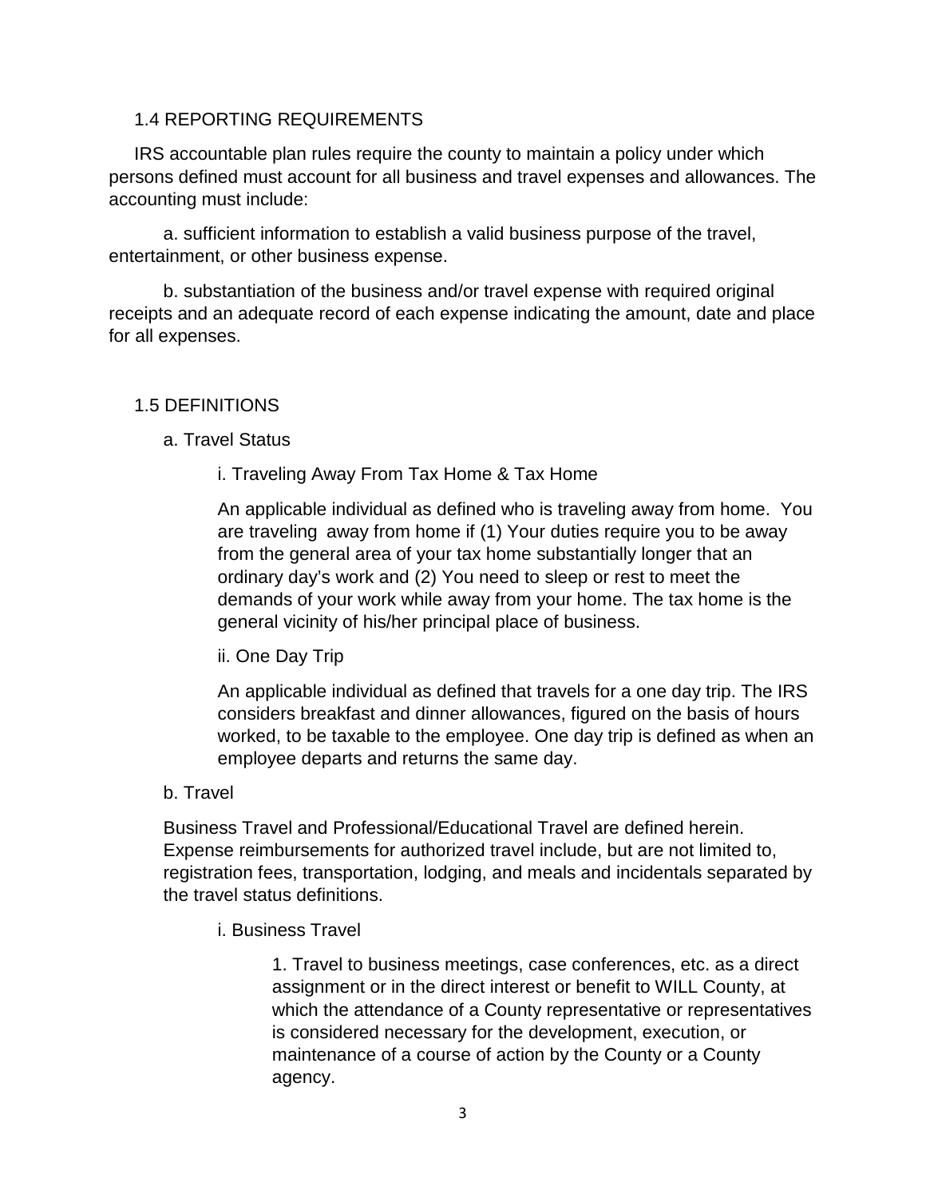## 1.4 REPORTING REQUIREMENTS

IRS accountable plan rules require the county to maintain a policy under which persons defined must account for all business and travel expenses and allowances. The accounting must include:

a. sufficient information to establish a valid business purpose of the travel, entertainment, or other business expense.

b. substantiation of the business and/or travel expense with required original receipts and an adequate record of each expense indicating the amount, date and place for all expenses.

## 1.5 DEFINITIONS

a. Travel Status

i. Traveling Away From Tax Home & Tax Home

An applicable individual as defined who is traveling away from home. You are traveling away from home if (1) Your duties require you to be away from the general area of your tax home substantially longer that an ordinary day's work and (2) You need to sleep or rest to meet the demands of your work while away from your home. The tax home is the general vicinity of his/her principal place of business.

ii. One Day Trip

An applicable individual as defined that travels for a one day trip. The IRS considers breakfast and dinner allowances, figured on the basis of hours worked, to be taxable to the employee. One day trip is defined as when an employee departs and returns the same day.

b. Travel

Business Travel and Professional/Educational Travel are defined herein. Expense reimbursements for authorized travel include, but are not limited to, registration fees, transportation, lodging, and meals and incidentals separated by the travel status definitions.

i. Business Travel

1. Travel to business meetings, case conferences, etc. as a direct assignment or in the direct interest or benefit to WILL County, at which the attendance of a County representative or representatives is considered necessary for the development, execution, or maintenance of a course of action by the County or a County agency.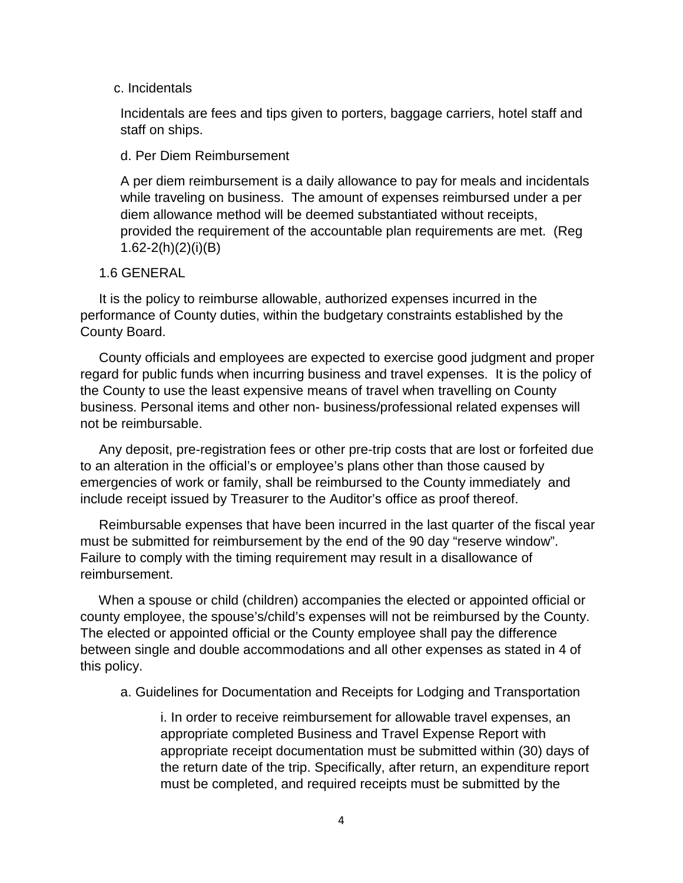c. Incidentals

Incidentals are fees and tips given to porters, baggage carriers, hotel staff and staff on ships.

d. Per Diem Reimbursement

A per diem reimbursement is a daily allowance to pay for meals and incidentals while traveling on business. The amount of expenses reimbursed under a per diem allowance method will be deemed substantiated without receipts, provided the requirement of the accountable plan requirements are met. (Reg 1.62-2(h)(2)(i)(B)

1.6 GENERAL

It is the policy to reimburse allowable, authorized expenses incurred in the performance of County duties, within the budgetary constraints established by the County Board.

County officials and employees are expected to exercise good judgment and proper regard for public funds when incurring business and travel expenses. It is the policy of the County to use the least expensive means of travel when travelling on County business. Personal items and other non- business/professional related expenses will not be reimbursable.

Any deposit, pre-registration fees or other pre-trip costs that are lost or forfeited due to an alteration in the official's or employee's plans other than those caused by emergencies of work or family, shall be reimbursed to the County immediately and include receipt issued by Treasurer to the Auditor's office as proof thereof.

Reimbursable expenses that have been incurred in the last quarter of the fiscal year must be submitted for reimbursement by the end of the 90 day "reserve window". Failure to comply with the timing requirement may result in a disallowance of reimbursement.

When a spouse or child (children) accompanies the elected or appointed official or county employee, the spouse's/child's expenses will not be reimbursed by the County. The elected or appointed official or the County employee shall pay the difference between single and double accommodations and all other expenses as stated in 4 of this policy.

a. Guidelines for Documentation and Receipts for Lodging and Transportation

i. In order to receive reimbursement for allowable travel expenses, an appropriate completed Business and Travel Expense Report with appropriate receipt documentation must be submitted within (30) days of the return date of the trip. Specifically, after return, an expenditure report must be completed, and required receipts must be submitted by the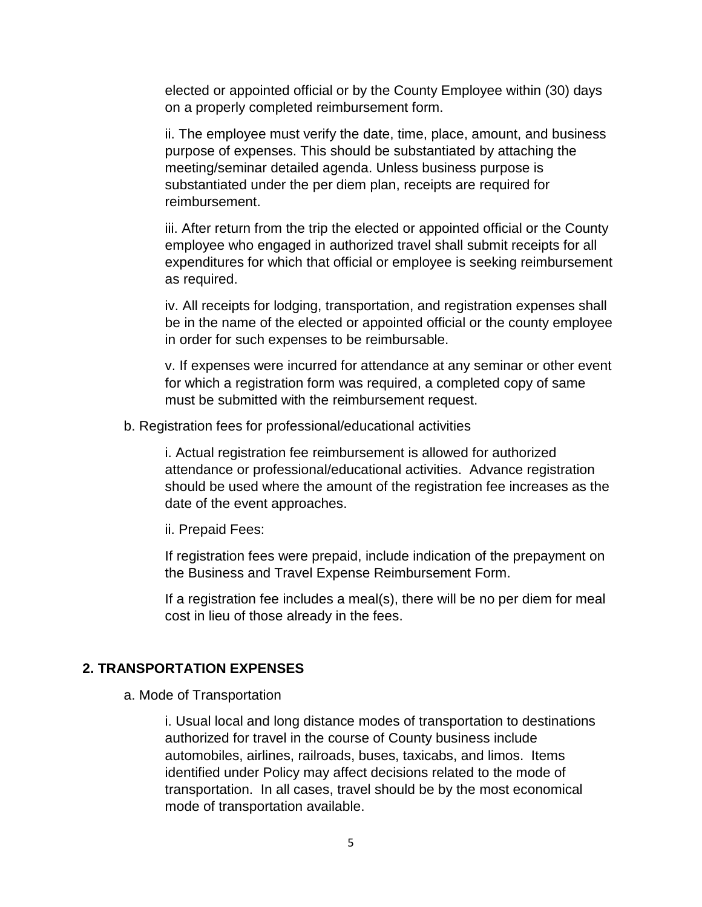elected or appointed official or by the County Employee within (30) days on a properly completed reimbursement form.

ii. The employee must verify the date, time, place, amount, and business purpose of expenses. This should be substantiated by attaching the meeting/seminar detailed agenda. Unless business purpose is substantiated under the per diem plan, receipts are required for reimbursement.

iii. After return from the trip the elected or appointed official or the County employee who engaged in authorized travel shall submit receipts for all expenditures for which that official or employee is seeking reimbursement as required.

iv. All receipts for lodging, transportation, and registration expenses shall be in the name of the elected or appointed official or the county employee in order for such expenses to be reimbursable.

v. If expenses were incurred for attendance at any seminar or other event for which a registration form was required, a completed copy of same must be submitted with the reimbursement request.

b. Registration fees for professional/educational activities

i. Actual registration fee reimbursement is allowed for authorized attendance or professional/educational activities. Advance registration should be used where the amount of the registration fee increases as the date of the event approaches.

ii. Prepaid Fees:

If registration fees were prepaid, include indication of the prepayment on the Business and Travel Expense Reimbursement Form.

If a registration fee includes a meal(s), there will be no per diem for meal cost in lieu of those already in the fees.

## 2. TRANSPORTATION EXPENSES

a. Mode of Transportation

i. Usual local and long distance modes of transportation to destinations authorized for travel in the course of County business include automobiles, airlines, railroads, buses, taxicabs, and limos. Items identified under Policy may affect decisions related to the mode of transportation. In all cases, travel should be by the most economical mode of transportation available.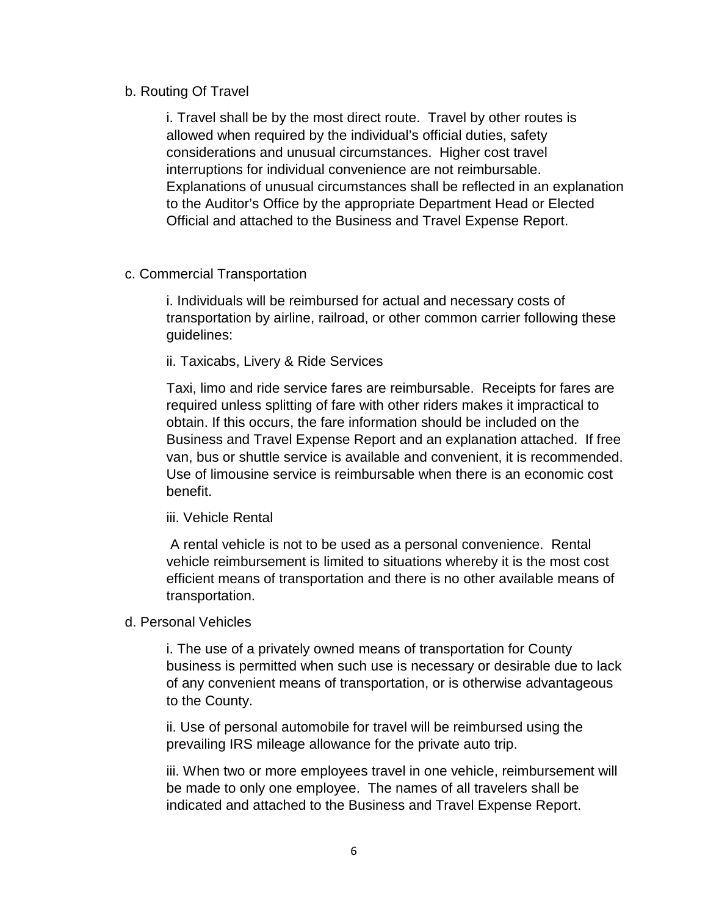b. Routing Of Travel

i. Travel shall be by the most direct route. Travel by other routes is allowed when required by the individual's official duties, safety considerations and unusual circumstances. Higher cost travel interruptions for individual convenience are not reimbursable. Explanations of unusual circumstances shall be reflected in an explanation to the Auditor's Office by the appropriate Department Head or Elected Official and attached to the Business and Travel Expense Report.

c. Commercial Transportation

i. Individuals will be reimbursed for actual and necessary costs of transportation by airline, railroad, or other common carrier following these guidelines:

ii. Taxicabs, Livery & Ride Services

Taxi, limo and ride service fares are reimbursable. Receipts for fares are required unless splitting of fare with other riders makes it impractical to obtain. If this occurs, the fare information should be included on the Business and Travel Expense Report and an explanation attached. If free van, bus or shuttle service is available and convenient, it is recommended. Use of limousine service is reimbursable when there is an economic cost benefit.

iii. Vehicle Rental

A rental vehicle is not to be used as a personal convenience. Rental vehicle reimbursement is limited to situations whereby it is the most cost efficient means of transportation and there is no other available means of transportation.

d. Personal Vehicles

i. The use of a privately owned means of transportation for County business is permitted when such use is necessary or desirable due to lack of any convenient means of transportation, or is otherwise advantageous to the County.

ii. Use of personal automobile for travel will be reimbursed using the prevailing IRS mileage allowance for the private auto trip.

iii. When two or more employees travel in one vehicle, reimbursement will be made to only one employee. The names of all travelers shall be indicated and attached to the Business and Travel Expense Report.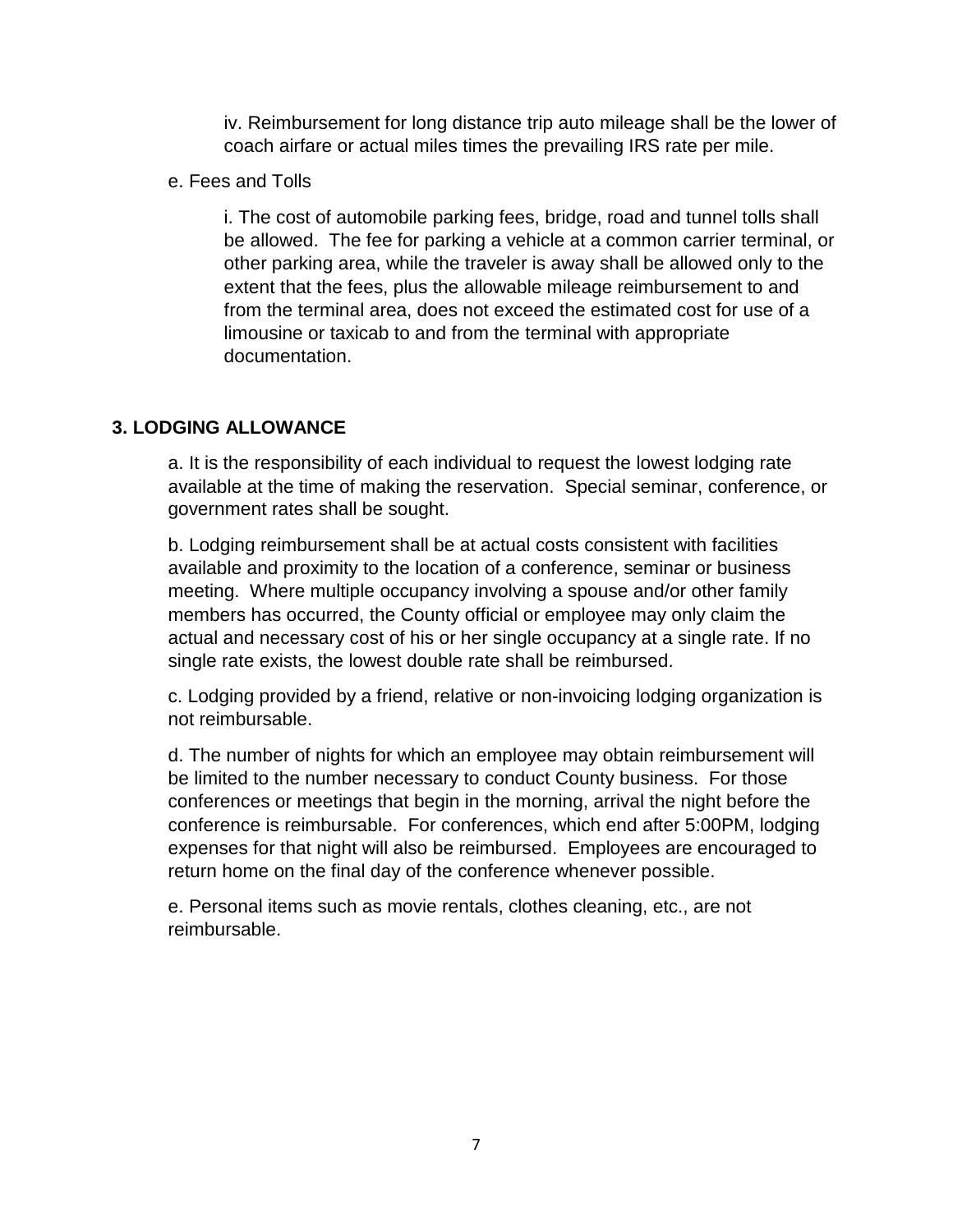iv. Reimbursement for long distance trip auto mileage shall be the lower of coach airfare or actual miles times the prevailing IRS rate per mile.

e. Fees and Tolls

i. The cost of automobile parking fees, bridge, road and tunnel tolls shall be allowed. The fee for parking a vehicle at a common carrier terminal, or other parking area, while the traveler is away shall be allowed only to the extent that the fees, plus the allowable mileage reimbursement to and from the terminal area, does not exceed the estimated cost for use of a limousine or taxicab to and from the terminal with appropriate documentation.

## 3. LODGING ALLOWANCE

a. It is the responsibility of each individual to request the lowest lodging rate available at the time of making the reservation. Special seminar, conference, or government rates shall be sought.

b. Lodging reimbursement shall be at actual costs consistent with facilities available and proximity to the location of a conference, seminar or business meeting. Where multiple occupancy involving a spouse and/or other family members has occurred, the County official or employee may only claim the actual and necessary cost of his or her single occupancy at a single rate. If no single rate exists, the lowest double rate shall be reimbursed.

c. Lodging provided by a friend, relative or non-invoicing lodging organization is not reimbursable.

d. The number of nights for which an employee may obtain reimbursement will be limited to the number necessary to conduct County business. For those conferences or meetings that begin in the morning, arrival the night before the conference is reimbursable. For conferences, which end after 5:00PM, lodging expenses for that night will also be reimbursed. Employees are encouraged to return home on the final day of the conference whenever possible.

e. Personal items such as movie rentals, clothes cleaning, etc., are not reimbursable.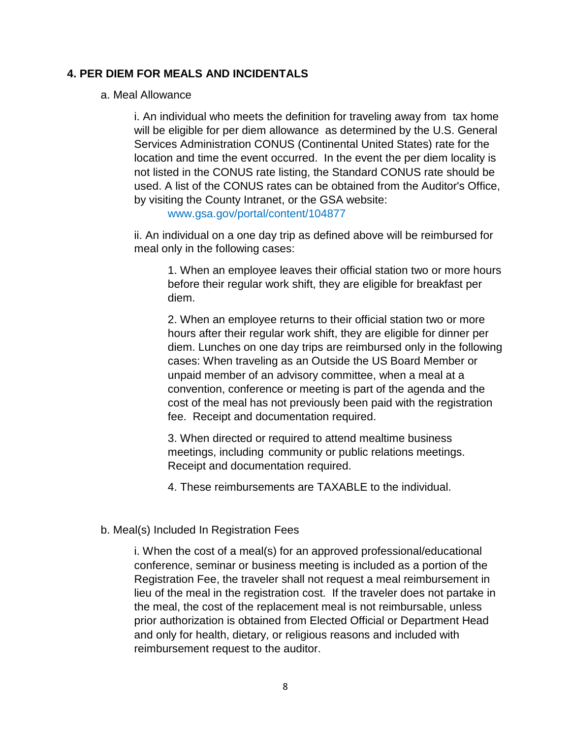## 4. PER DIEM FOR MEALS AND INCIDENTALS

a. Meal Allowance

i. An individual who meets the definition for traveling away from tax home will be eligible for per diem allowance as determined by the U.S. General Services Administration CONUS (Continental United States) rate for the location and time the event occurred. In the event the per diem locality is not listed in the CONUS rate listing, the Standard CONUS rate should be used. A list of the CONUS rates can be obtained from the Auditor's Office, by visiting the County Intranet, or the GSA website:
www.gsa.gov/portal/content/104877

ii. An individual on a one day trip as defined above will be reimbursed for meal only in the following cases:

1. When an employee leaves their official station two or more hours before their regular work shift, they are eligible for breakfast per diem.

2. When an employee returns to their official station two or more hours after their regular work shift, they are eligible for dinner per diem. Lunches on one day trips are reimbursed only in the following cases: When traveling as an Outside the US Board Member or unpaid member of an advisory committee, when a meal at a convention, conference or meeting is part of the agenda and the cost of the meal has not previously been paid with the registration fee. Receipt and documentation required.

3. When directed or required to attend mealtime business meetings, including community or public relations meetings. Receipt and documentation required.

4. These reimbursements are TAXABLE to the individual.

b. Meal(s) Included In Registration Fees

i. When the cost of a meal(s) for an approved professional/educational conference, seminar or business meeting is included as a portion of the Registration Fee, the traveler shall not request a meal reimbursement in lieu of the meal in the registration cost. If the traveler does not partake in the meal, the cost of the replacement meal is not reimbursable, unless prior authorization is obtained from Elected Official or Department Head and only for health, dietary, or religious reasons and included with reimbursement request to the auditor.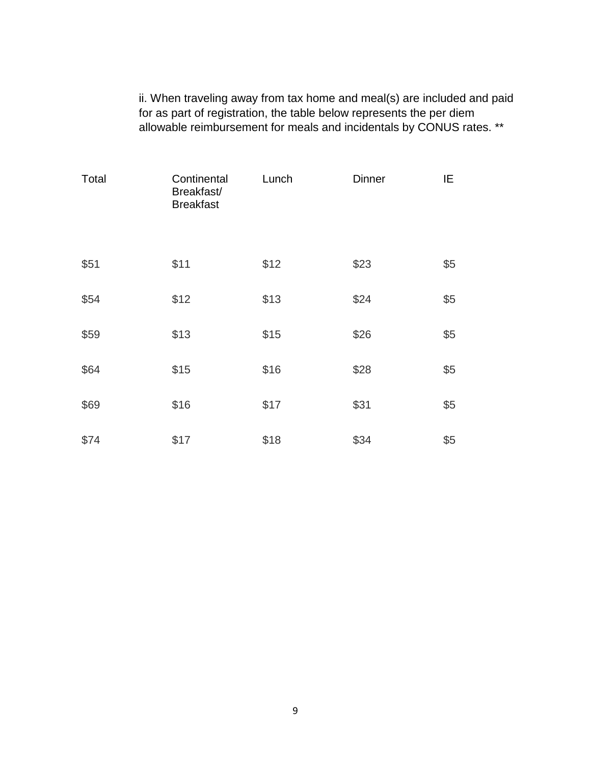ii. When traveling away from tax home and meal(s) are included and paid for as part of registration, the table below represents the per diem allowable reimbursement for meals and incidentals by CONUS rates. **

| Total | Continental Breakfast/ Breakfast | Lunch | Dinner | IE |
|---|---|---|---|---|
| $51 | $11 | $12 | $23 | $5 |
| $54 | $12 | $13 | $24 | $5 |
| $59 | $13 | $15 | $26 | $5 |
| $64 | $15 | $16 | $28 | $5 |
| $69 | $16 | $17 | $31 | $5 |
| $74 | $17 | $18 | $34 | $5 |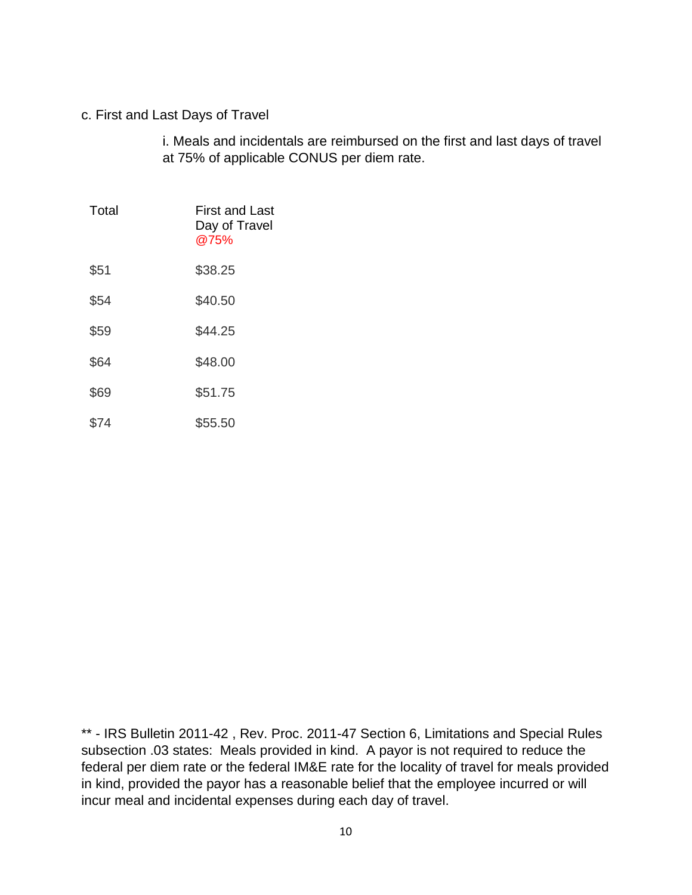c. First and Last Days of Travel

i. Meals and incidentals are reimbursed on the first and last days of travel at 75% of applicable CONUS per diem rate.

| Total | First and Last Day of Travel @75% |
|---|---|
| $51 | $38.25 |
| $54 | $40.50 |
| $59 | $44.25 |
| $64 | $48.00 |
| $69 | $51.75 |
| $74 | $55.50 |

** - IRS Bulletin 2011-42 , Rev. Proc. 2011-47 Section 6, Limitations and Special Rules subsection .03 states: Meals provided in kind. A payor is not required to reduce the federal per diem rate or the federal IM&E rate for the locality of travel for meals provided in kind, provided the payor has a reasonable belief that the employee incurred or will incur meal and incidental expenses during each day of travel.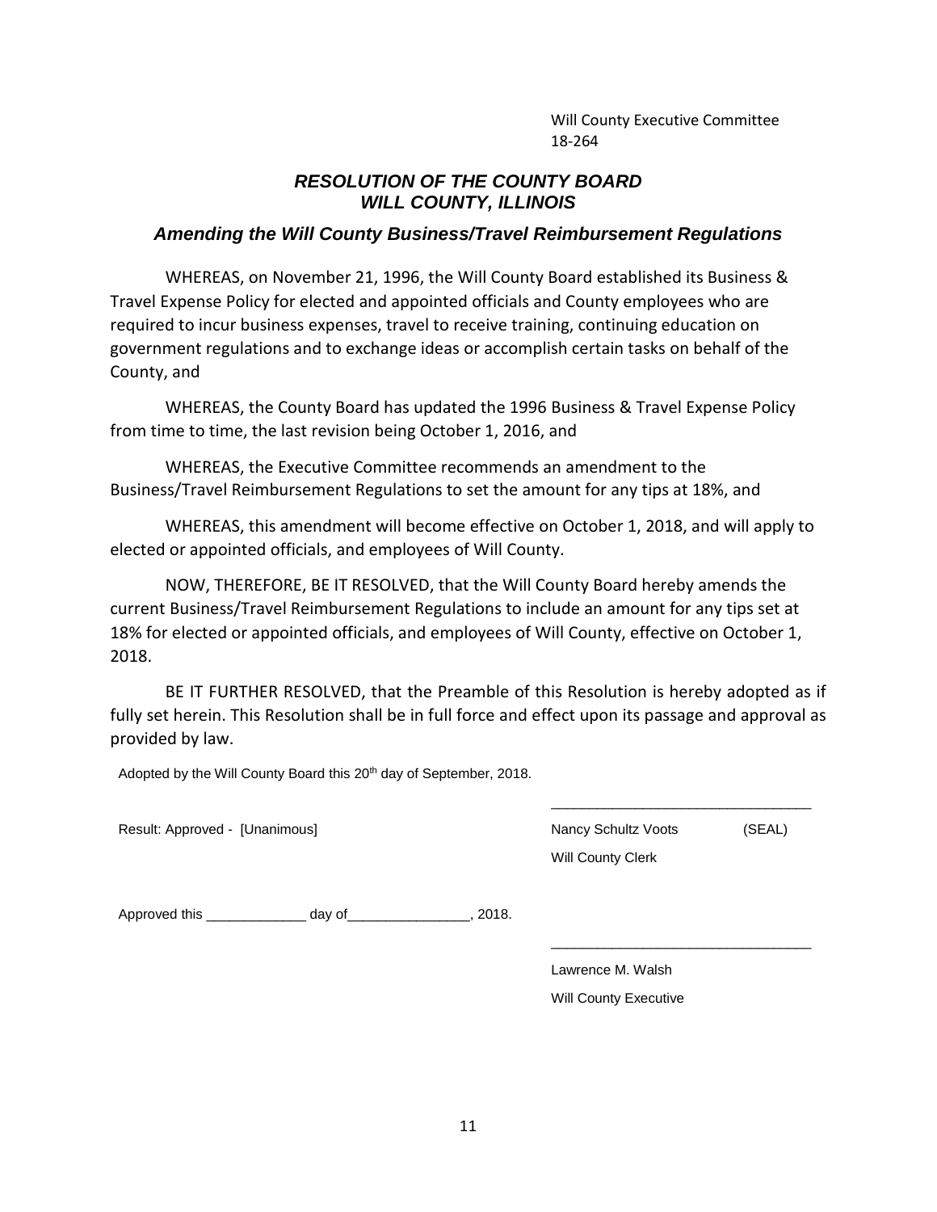Will County Executive Committee
18-264

## *RESOLUTION OF THE COUNTY BOARD WILL COUNTY, ILLINOIS*

### *Amending the Will County Business/Travel Reimbursement Regulations*

WHEREAS, on November 21, 1996, the Will County Board established its Business & Travel Expense Policy for elected and appointed officials and County employees who are required to incur business expenses, travel to receive training, continuing education on government regulations and to exchange ideas or accomplish certain tasks on behalf of the County, and

WHEREAS, the County Board has updated the 1996 Business & Travel Expense Policy from time to time, the last revision being October 1, 2016, and

WHEREAS, the Executive Committee recommends an amendment to the Business/Travel Reimbursement Regulations to set the amount for any tips at 18%, and

WHEREAS, this amendment will become effective on October 1, 2018, and will apply to elected or appointed officials, and employees of Will County.

NOW, THEREFORE, BE IT RESOLVED, that the Will County Board hereby amends the current Business/Travel Reimbursement Regulations to include an amount for any tips set at 18% for elected or appointed officials, and employees of Will County, effective on October 1, 2018.

BE IT FURTHER RESOLVED, that the Preamble of this Resolution is hereby adopted as if fully set herein. This Resolution shall be in full force and effect upon its passage and approval as provided by law.

Adopted by the Will County Board this 20th day of September, 2018.

Result: Approved - [Unanimous]

_________________________________
Nancy Schultz Voots (SEAL)
Will County Clerk

Approved this _____________ day of________________, 2018.

_________________________________
Lawrence M. Walsh
Will County Executive